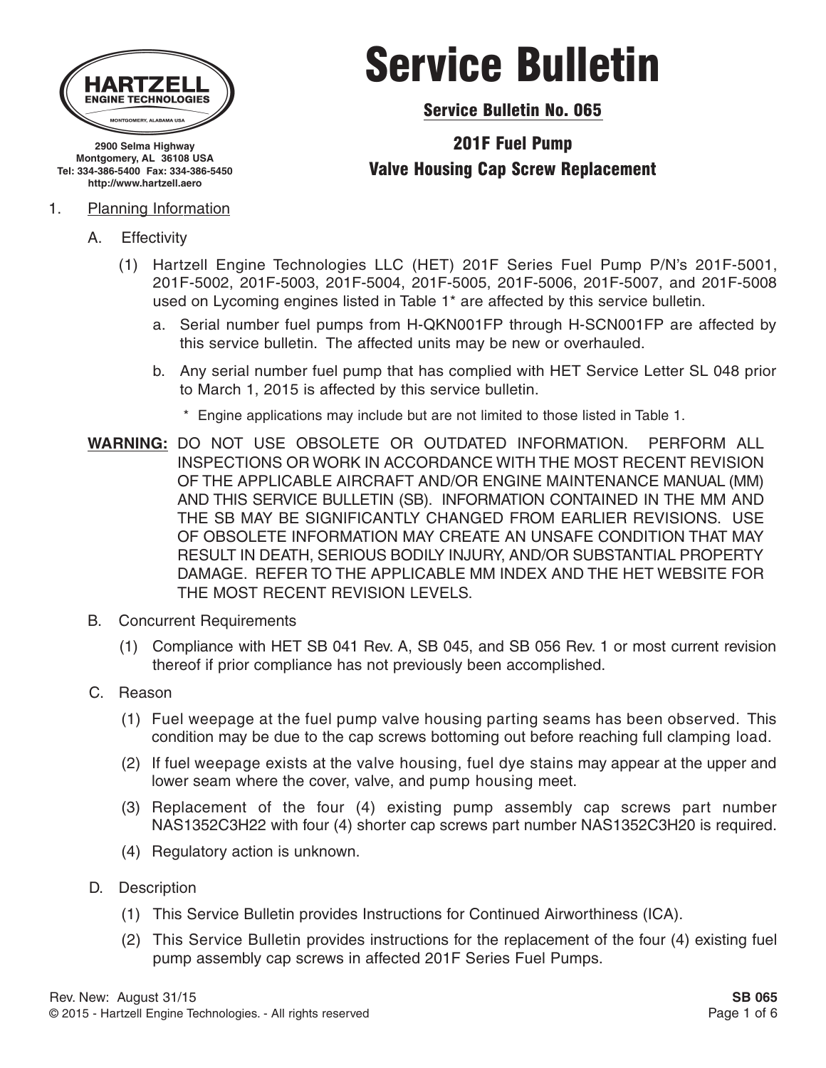**HARTZELL ENGINE TECHNOLOGIES**
MONTGOMERY, ALABAMA USA

2900 Selma Highway
Montgomery, AL 36108 USA
Tel: 334-386-5400 Fax: 334-386-5450
http://www.hartzell.aero

# Service Bulletin

## Service Bulletin No. 065

## 201F Fuel Pump
## Valve Housing Cap Screw Replacement

1. Planning Information

   A. Effectivity

      (1) Hartzell Engine Technologies LLC (HET) 201F Series Fuel Pump P/N's 201F-5001, 201F-5002, 201F-5003, 201F-5004, 201F-5005, 201F-5006, 201F-5007, and 201F-5008 used on Lycoming engines listed in Table 1* are affected by this service bulletin.

         a. Serial number fuel pumps from H-QKN001FP through H-SCN001FP are affected by this service bulletin. The affected units may be new or overhauled.

         b. Any serial number fuel pump that has complied with HET Service Letter SL 048 prior to March 1, 2015 is affected by this service bulletin.

            \* Engine applications may include but are not limited to those listed in Table 1.

**WARNING:** DO NOT USE OBSOLETE OR OUTDATED INFORMATION. PERFORM ALL INSPECTIONS OR WORK IN ACCORDANCE WITH THE MOST RECENT REVISION OF THE APPLICABLE AIRCRAFT AND/OR ENGINE MAINTENANCE MANUAL (MM) AND THIS SERVICE BULLETIN (SB). INFORMATION CONTAINED IN THE MM AND THE SB MAY BE SIGNIFICANTLY CHANGED FROM EARLIER REVISIONS. USE OF OBSOLETE INFORMATION MAY CREATE AN UNSAFE CONDITION THAT MAY RESULT IN DEATH, SERIOUS BODILY INJURY, AND/OR SUBSTANTIAL PROPERTY DAMAGE. REFER TO THE APPLICABLE MM INDEX AND THE HET WEBSITE FOR THE MOST RECENT REVISION LEVELS.

   B. Concurrent Requirements

      (1) Compliance with HET SB 041 Rev. A, SB 045, and SB 056 Rev. 1 or most current revision thereof if prior compliance has not previously been accomplished.

   C. Reason

      (1) Fuel weepage at the fuel pump valve housing parting seams has been observed. This condition may be due to the cap screws bottoming out before reaching full clamping load.

      (2) If fuel weepage exists at the valve housing, fuel dye stains may appear at the upper and lower seam where the cover, valve, and pump housing meet.

      (3) Replacement of the four (4) existing pump assembly cap screws part number NAS1352C3H22 with four (4) shorter cap screws part number NAS1352C3H20 is required.

      (4) Regulatory action is unknown.

   D. Description

      (1) This Service Bulletin provides Instructions for Continued Airworthiness (ICA).

      (2) This Service Bulletin provides instructions for the replacement of the four (4) existing fuel pump assembly cap screws in affected 201F Series Fuel Pumps.

Rev. New: August 31/15
© 2015 - Hartzell Engine Technologies. - All rights reserved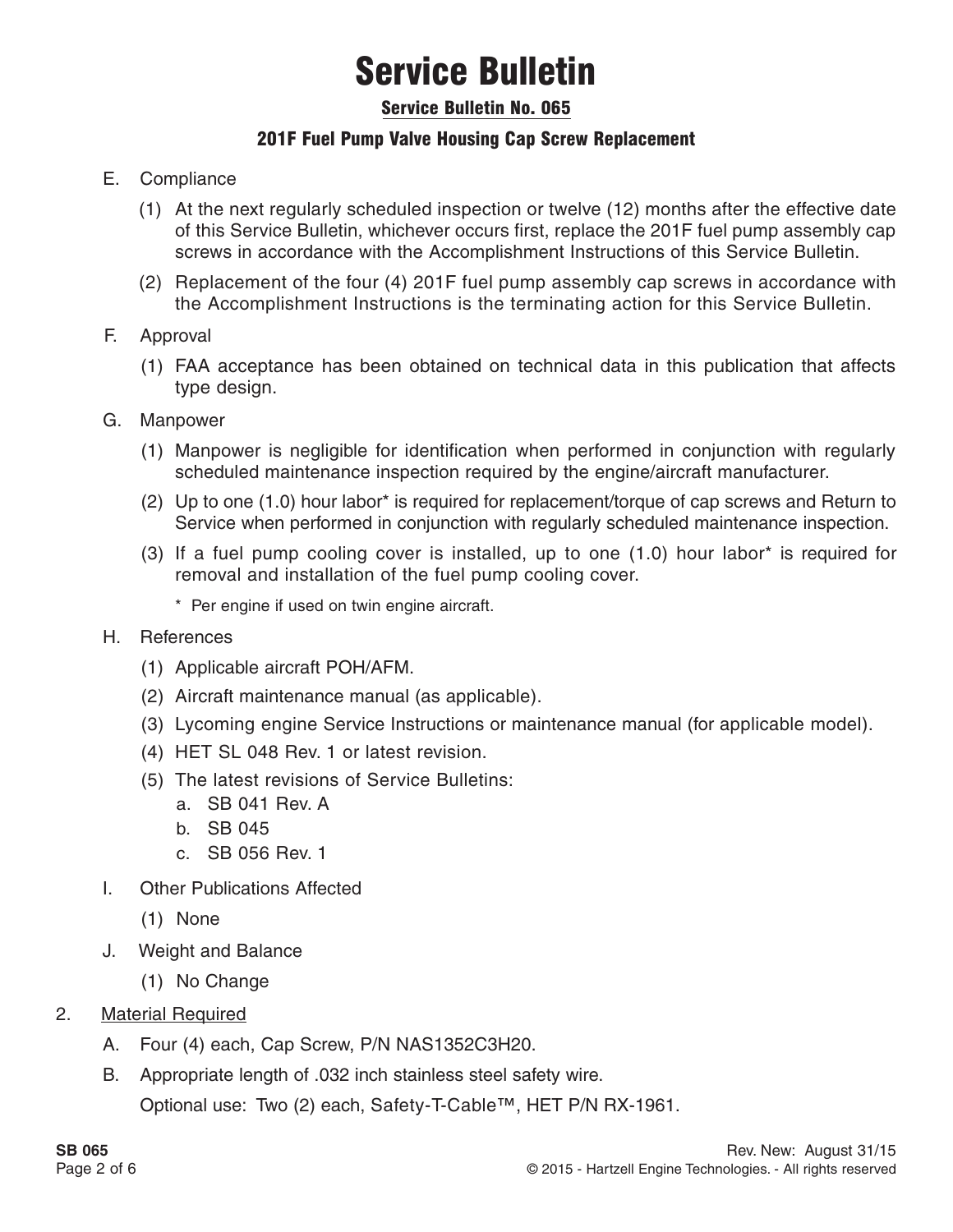# Service Bulletin

## Service Bulletin No. 065

### 201F Fuel Pump Valve Housing Cap Screw Replacement

E. Compliance

(1) At the next regularly scheduled inspection or twelve (12) months after the effective date of this Service Bulletin, whichever occurs first, replace the 201F fuel pump assembly cap screws in accordance with the Accomplishment Instructions of this Service Bulletin.

(2) Replacement of the four (4) 201F fuel pump assembly cap screws in accordance with the Accomplishment Instructions is the terminating action for this Service Bulletin.

F. Approval

(1) FAA acceptance has been obtained on technical data in this publication that affects type design.

G. Manpower

(1) Manpower is negligible for identification when performed in conjunction with regularly scheduled maintenance inspection required by the engine/aircraft manufacturer.

(2) Up to one (1.0) hour labor* is required for replacement/torque of cap screws and Return to Service when performed in conjunction with regularly scheduled maintenance inspection.

(3) If a fuel pump cooling cover is installed, up to one (1.0) hour labor* is required for removal and installation of the fuel pump cooling cover.

\* Per engine if used on twin engine aircraft.

H. References

(1) Applicable aircraft POH/AFM.

(2) Aircraft maintenance manual (as applicable).

(3) Lycoming engine Service Instructions or maintenance manual (for applicable model).

(4) HET SL 048 Rev. 1 or latest revision.

(5) The latest revisions of Service Bulletins:
   a. SB 041 Rev. A
   b. SB 045
   c. SB 056 Rev. 1

I. Other Publications Affected

(1) None

J. Weight and Balance

(1) No Change

2. Material Required

A. Four (4) each, Cap Screw, P/N NAS1352C3H20.

B. Appropriate length of .032 inch stainless steel safety wire.

Optional use: Two (2) each, Safety-T-Cable™, HET P/N RX-1961.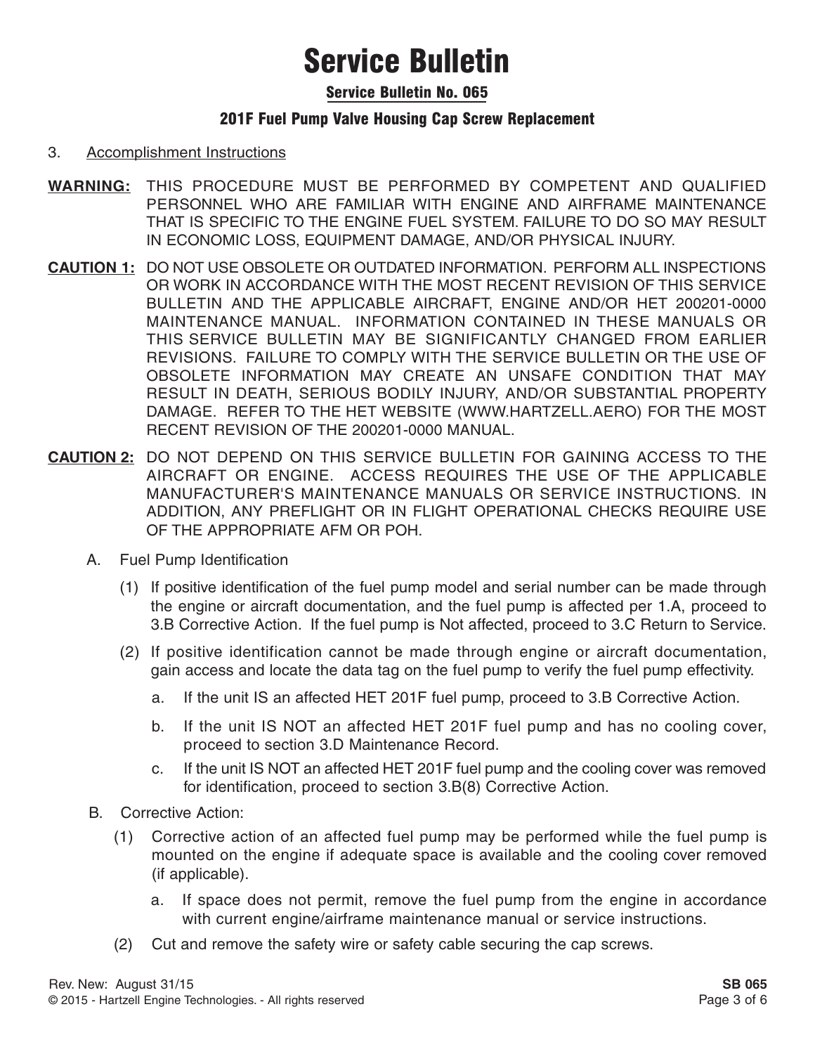# Service Bulletin

## Service Bulletin No. 065

### 201F Fuel Pump Valve Housing Cap Screw Replacement

3. Accomplishment Instructions

**WARNING:** THIS PROCEDURE MUST BE PERFORMED BY COMPETENT AND QUALIFIED PERSONNEL WHO ARE FAMILIAR WITH ENGINE AND AIRFRAME MAINTENANCE THAT IS SPECIFIC TO THE ENGINE FUEL SYSTEM. FAILURE TO DO SO MAY RESULT IN ECONOMIC LOSS, EQUIPMENT DAMAGE, AND/OR PHYSICAL INJURY.

**CAUTION 1:** DO NOT USE OBSOLETE OR OUTDATED INFORMATION. PERFORM ALL INSPECTIONS OR WORK IN ACCORDANCE WITH THE MOST RECENT REVISION OF THIS SERVICE BULLETIN AND THE APPLICABLE AIRCRAFT, ENGINE AND/OR HET 200201-0000 MAINTENANCE MANUAL. INFORMATION CONTAINED IN THESE MANUALS OR THIS SERVICE BULLETIN MAY BE SIGNIFICANTLY CHANGED FROM EARLIER REVISIONS. FAILURE TO COMPLY WITH THE SERVICE BULLETIN OR THE USE OF OBSOLETE INFORMATION MAY CREATE AN UNSAFE CONDITION THAT MAY RESULT IN DEATH, SERIOUS BODILY INJURY, AND/OR SUBSTANTIAL PROPERTY DAMAGE. REFER TO THE HET WEBSITE (WWW.HARTZELL.AERO) FOR THE MOST RECENT REVISION OF THE 200201-0000 MANUAL.

**CAUTION 2:** DO NOT DEPEND ON THIS SERVICE BULLETIN FOR GAINING ACCESS TO THE AIRCRAFT OR ENGINE. ACCESS REQUIRES THE USE OF THE APPLICABLE MANUFACTURER'S MAINTENANCE MANUALS OR SERVICE INSTRUCTIONS. IN ADDITION, ANY PREFLIGHT OR IN FLIGHT OPERATIONAL CHECKS REQUIRE USE OF THE APPROPRIATE AFM OR POH.

A. Fuel Pump Identification

(1) If positive identification of the fuel pump model and serial number can be made through the engine or aircraft documentation, and the fuel pump is affected per 1.A, proceed to 3.B Corrective Action. If the fuel pump is Not affected, proceed to 3.C Return to Service.

(2) If positive identification cannot be made through engine or aircraft documentation, gain access and locate the data tag on the fuel pump to verify the fuel pump effectivity.

a. If the unit IS an affected HET 201F fuel pump, proceed to 3.B Corrective Action.

b. If the unit IS NOT an affected HET 201F fuel pump and has no cooling cover, proceed to section 3.D Maintenance Record.

c. If the unit IS NOT an affected HET 201F fuel pump and the cooling cover was removed for identification, proceed to section 3.B(8) Corrective Action.

B. Corrective Action:

(1) Corrective action of an affected fuel pump may be performed while the fuel pump is mounted on the engine if adequate space is available and the cooling cover removed (if applicable).

a. If space does not permit, remove the fuel pump from the engine in accordance with current engine/airframe maintenance manual or service instructions.

(2) Cut and remove the safety wire or safety cable securing the cap screws.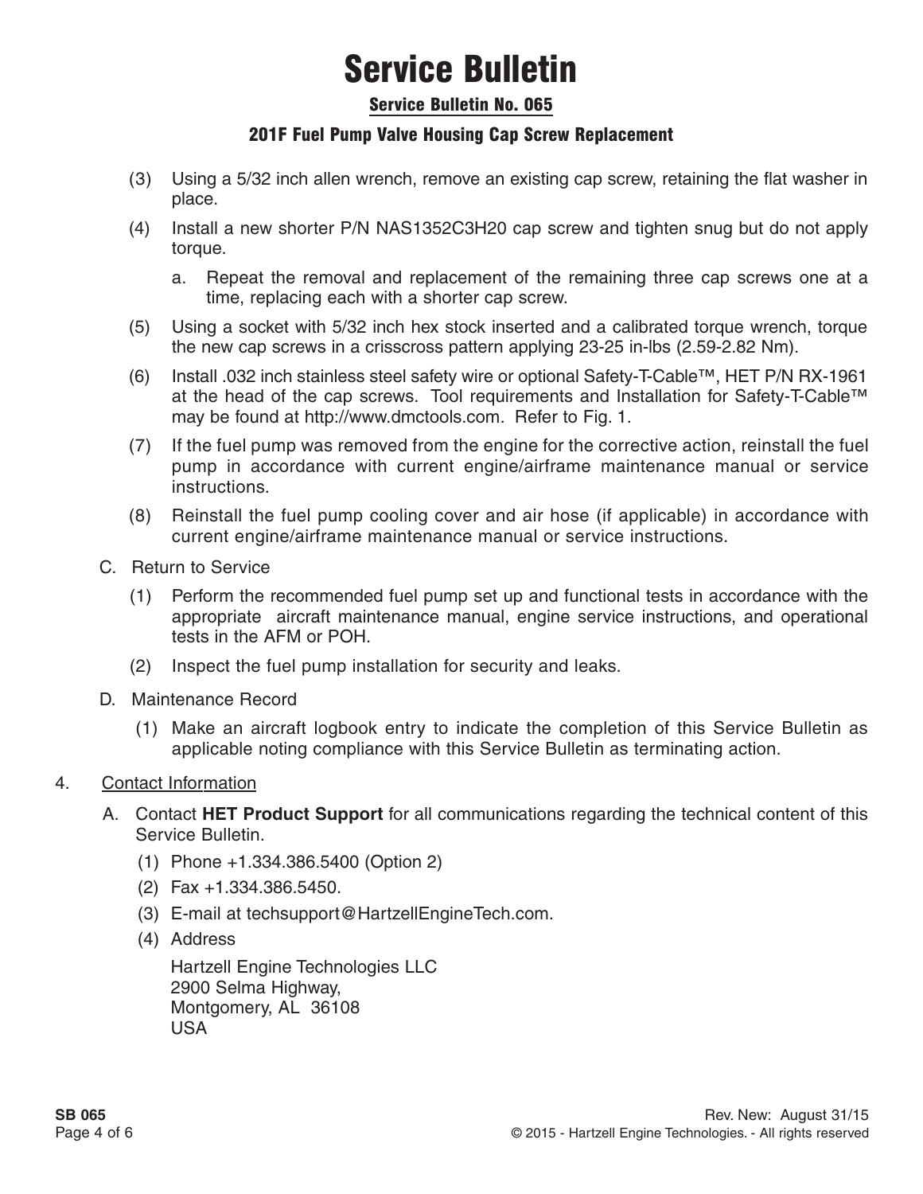(3) Using a 5/32 inch allen wrench, remove an existing cap screw, retaining the flat washer in place.

(4) Install a new shorter P/N NAS1352C3H20 cap screw and tighten snug but do not apply torque.

   a. Repeat the removal and replacement of the remaining three cap screws one at a time, replacing each with a shorter cap screw.

(5) Using a socket with 5/32 inch hex stock inserted and a calibrated torque wrench, torque the new cap screws in a crisscross pattern applying 23-25 in-lbs (2.59-2.82 Nm).

(6) Install .032 inch stainless steel safety wire or optional Safety-T-Cable™, HET P/N RX-1961 at the head of the cap screws. Tool requirements and Installation for Safety-T-Cable™ may be found at http://www.dmctools.com. Refer to Fig. 1.

(7) If the fuel pump was removed from the engine for the corrective action, reinstall the fuel pump in accordance with current engine/airframe maintenance manual or service instructions.

(8) Reinstall the fuel pump cooling cover and air hose (if applicable) in accordance with current engine/airframe maintenance manual or service instructions.

C. Return to Service

(1) Perform the recommended fuel pump set up and functional tests in accordance with the appropriate aircraft maintenance manual, engine service instructions, and operational tests in the AFM or POH.

(2) Inspect the fuel pump installation for security and leaks.

D. Maintenance Record

(1) Make an aircraft logbook entry to indicate the completion of this Service Bulletin as applicable noting compliance with this Service Bulletin as terminating action.

## 4. Contact Information

A. Contact **HET Product Support** for all communications regarding the technical content of this Service Bulletin.

(1) Phone +1.334.386.5400 (Option 2)

(2) Fax +1.334.386.5450.

(3) E-mail at techsupport@HartzellEngineTech.com.

(4) Address

Hartzell Engine Technologies LLC
2900 Selma Highway,
Montgomery, AL 36108
USA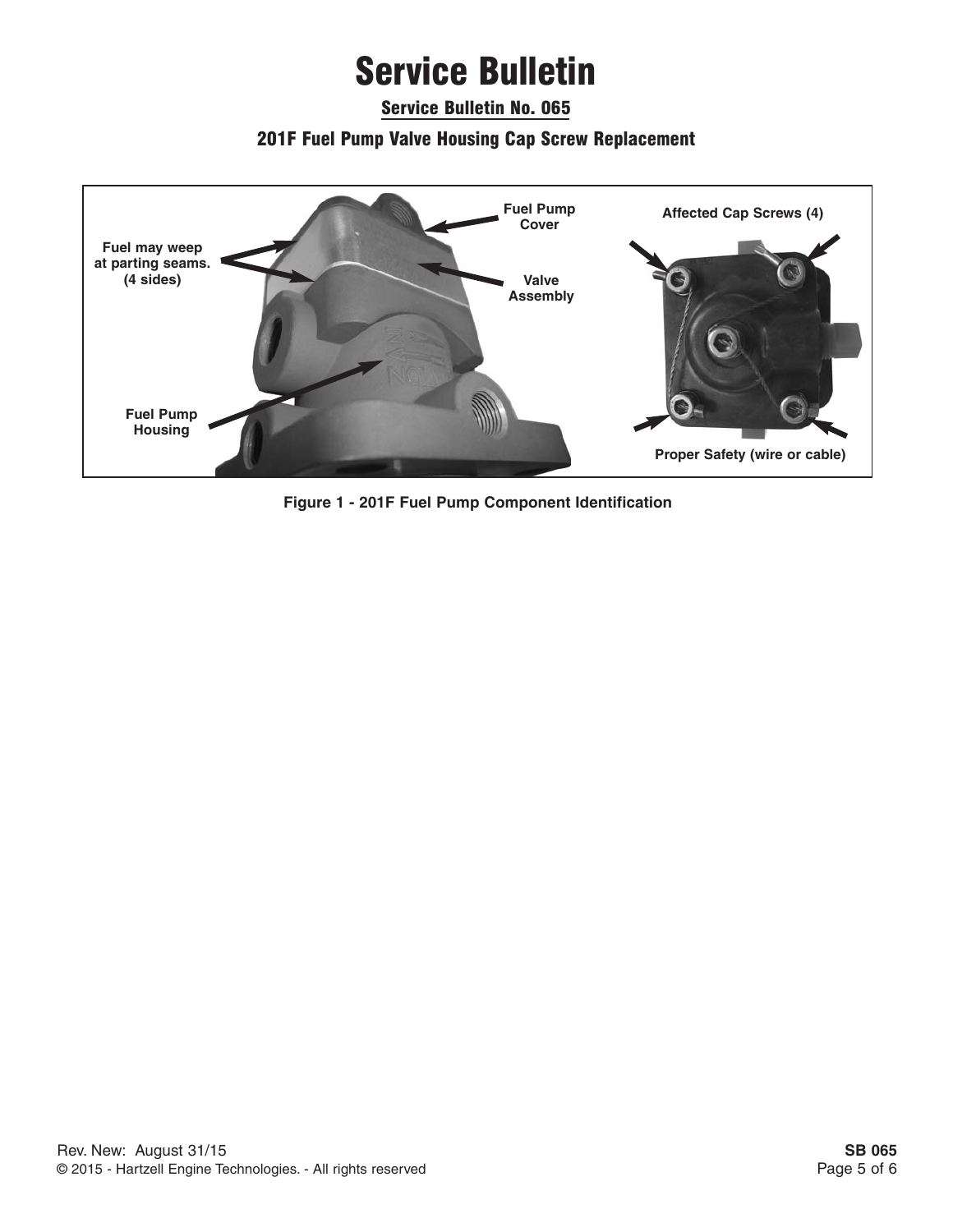# Service Bulletin

## Service Bulletin No. 065

### 201F Fuel Pump Valve Housing Cap Screw Replacement

Fuel may weep at parting seams. (4 sides)

Fuel Pump Cover

Valve Assembly

Fuel Pump Housing

Affected Cap Screws (4)

Proper Safety (wire or cable)

**Figure 1 - 201F Fuel Pump Component Identification**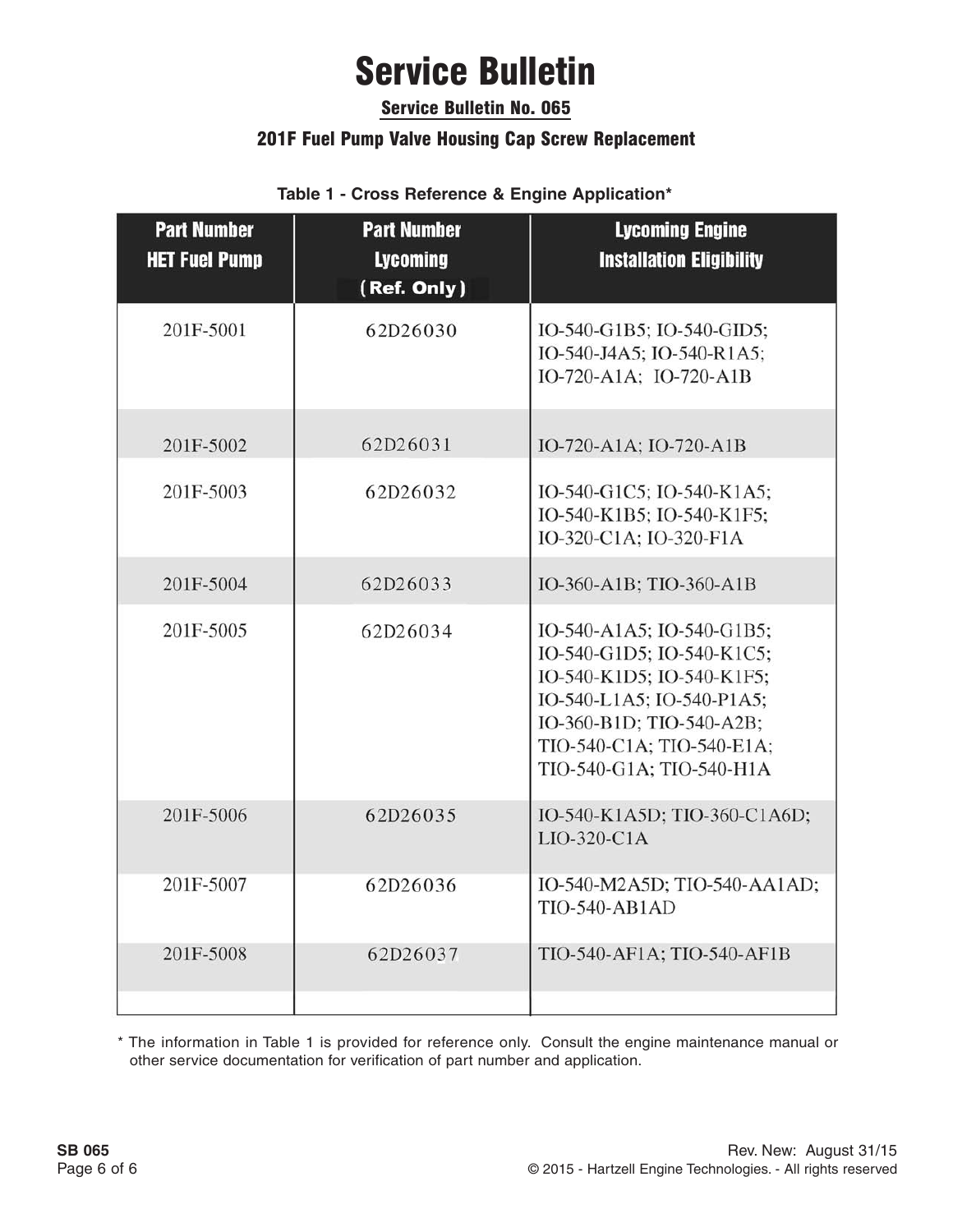# Service Bulletin

## Service Bulletin No. 065

### 201F Fuel Pump Valve Housing Cap Screw Replacement

**Table 1 - Cross Reference & Engine Application***

| Part Number HET Fuel Pump | Part Number Lycoming (Ref. Only) | Lycoming Engine Installation Eligibility |
|---|---|---|
| 201F-5001 | 62D26030 | IO-540-G1B5; IO-540-GID5; IO-540-J4A5; IO-540-R1A5; IO-720-A1A; IO-720-A1B |
| 201F-5002 | 62D26031 | IO-720-A1A; IO-720-A1B |
| 201F-5003 | 62D26032 | IO-540-G1C5; IO-540-K1A5; IO-540-K1B5; IO-540-K1F5; IO-320-C1A; IO-320-F1A |
| 201F-5004 | 62D26033 | IO-360-A1B; TIO-360-A1B |
| 201F-5005 | 62D26034 | IO-540-A1A5; IO-540-G1B5; IO-540-G1D5; IO-540-K1C5; IO-540-K1D5; IO-540-K1F5; IO-540-L1A5; IO-540-P1A5; IO-360-B1D; TIO-540-A2B; TIO-540-C1A; TIO-540-E1A; TIO-540-G1A; TIO-540-H1A |
| 201F-5006 | 62D26035 | IO-540-K1A5D; TIO-360-C1A6D; LIO-320-C1A |
| 201F-5007 | 62D26036 | IO-540-M2A5D; TIO-540-AA1AD; TIO-540-AB1AD |
| 201F-5008 | 62D26037 | TIO-540-AF1A; TIO-540-AF1B |

* The information in Table 1 is provided for reference only. Consult the engine maintenance manual or other service documentation for verification of part number and application.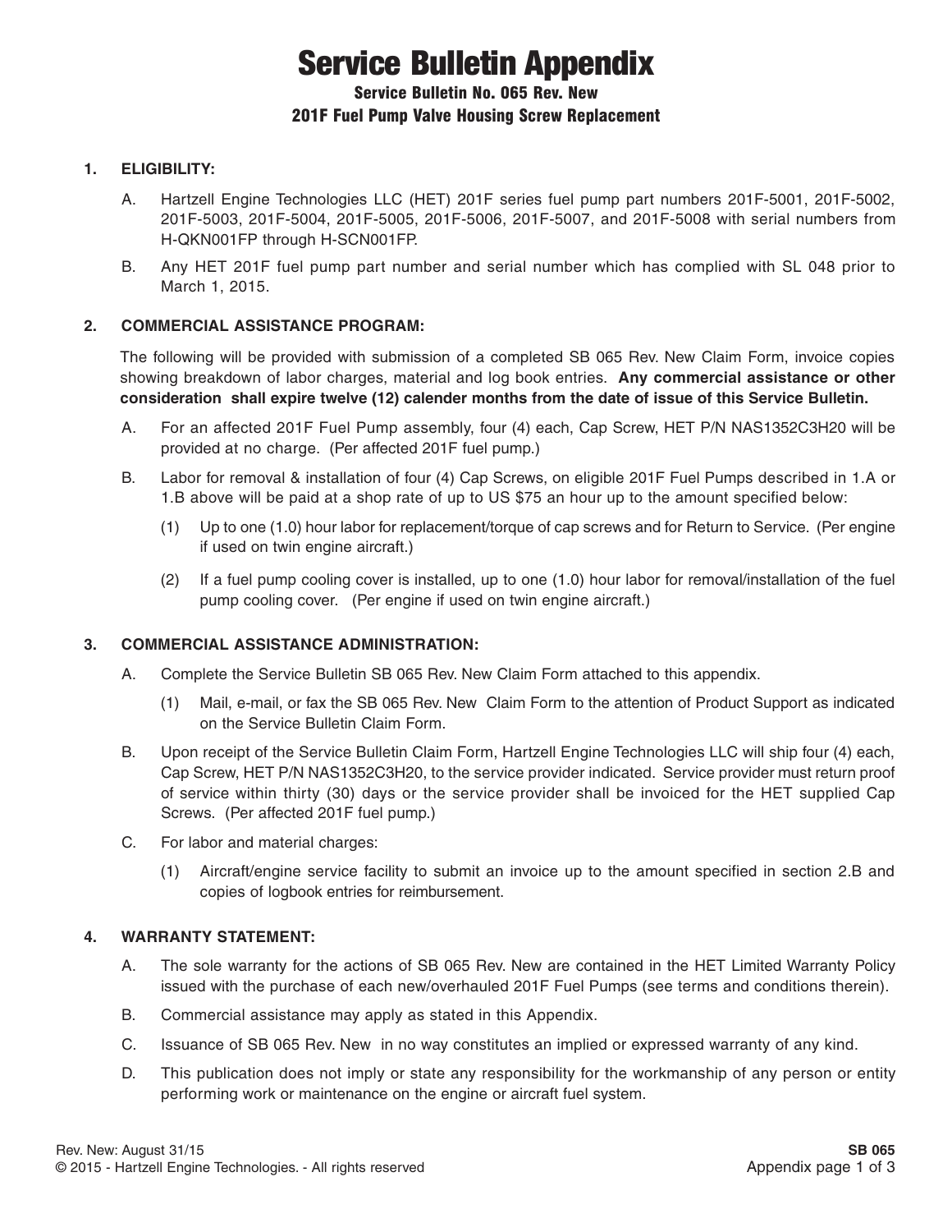# Service Bulletin Appendix

## Service Bulletin No. 065 Rev. New
## 201F Fuel Pump Valve Housing Screw Replacement

**1. ELIGIBILITY:**

A. Hartzell Engine Technologies LLC (HET) 201F series fuel pump part numbers 201F-5001, 201F-5002, 201F-5003, 201F-5004, 201F-5005, 201F-5006, 201F-5007, and 201F-5008 with serial numbers from H-QKN001FP through H-SCN001FP.

B. Any HET 201F fuel pump part number and serial number which has complied with SL 048 prior to March 1, 2015.

**2. COMMERCIAL ASSISTANCE PROGRAM:**

The following will be provided with submission of a completed SB 065 Rev. New Claim Form, invoice copies showing breakdown of labor charges, material and log book entries. **Any commercial assistance or other consideration shall expire twelve (12) calender months from the date of issue of this Service Bulletin.**

A. For an affected 201F Fuel Pump assembly, four (4) each, Cap Screw, HET P/N NAS1352C3H20 will be provided at no charge. (Per affected 201F fuel pump.)

B. Labor for removal & installation of four (4) Cap Screws, on eligible 201F Fuel Pumps described in 1.A or 1.B above will be paid at a shop rate of up to US $75 an hour up to the amount specified below:

(1) Up to one (1.0) hour labor for replacement/torque of cap screws and for Return to Service. (Per engine if used on twin engine aircraft.)

(2) If a fuel pump cooling cover is installed, up to one (1.0) hour labor for removal/installation of the fuel pump cooling cover. (Per engine if used on twin engine aircraft.)

**3. COMMERCIAL ASSISTANCE ADMINISTRATION:**

A. Complete the Service Bulletin SB 065 Rev. New Claim Form attached to this appendix.

(1) Mail, e-mail, or fax the SB 065 Rev. New Claim Form to the attention of Product Support as indicated on the Service Bulletin Claim Form.

B. Upon receipt of the Service Bulletin Claim Form, Hartzell Engine Technologies LLC will ship four (4) each, Cap Screw, HET P/N NAS1352C3H20, to the service provider indicated. Service provider must return proof of service within thirty (30) days or the service provider shall be invoiced for the HET supplied Cap Screws. (Per affected 201F fuel pump.)

C. For labor and material charges:

(1) Aircraft/engine service facility to submit an invoice up to the amount specified in section 2.B and copies of logbook entries for reimbursement.

**4. WARRANTY STATEMENT:**

A. The sole warranty for the actions of SB 065 Rev. New are contained in the HET Limited Warranty Policy issued with the purchase of each new/overhauled 201F Fuel Pumps (see terms and conditions therein).

B. Commercial assistance may apply as stated in this Appendix.

C. Issuance of SB 065 Rev. New in no way constitutes an implied or expressed warranty of any kind.

D. This publication does not imply or state any responsibility for the workmanship of any person or entity performing work or maintenance on the engine or aircraft fuel system.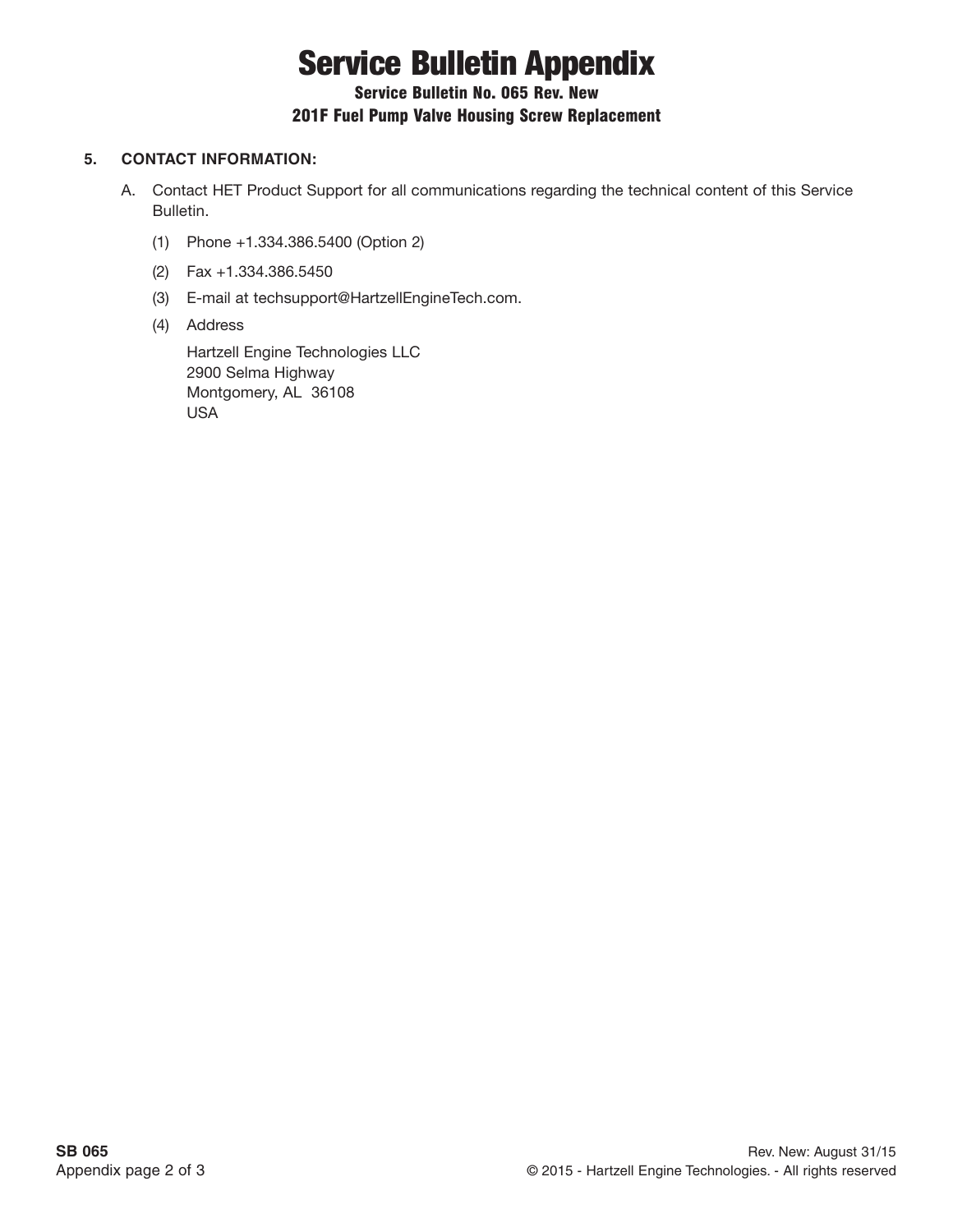# Service Bulletin Appendix

## Service Bulletin No. 065 Rev. New

## 201F Fuel Pump Valve Housing Screw Replacement

**5. CONTACT INFORMATION:**

A. Contact HET Product Support for all communications regarding the technical content of this Service Bulletin.

(1) Phone +1.334.386.5400 (Option 2)

(2) Fax +1.334.386.5450

(3) E-mail at techsupport@HartzellEngineTech.com.

(4) Address

Hartzell Engine Technologies LLC
2900 Selma Highway
Montgomery, AL 36108
USA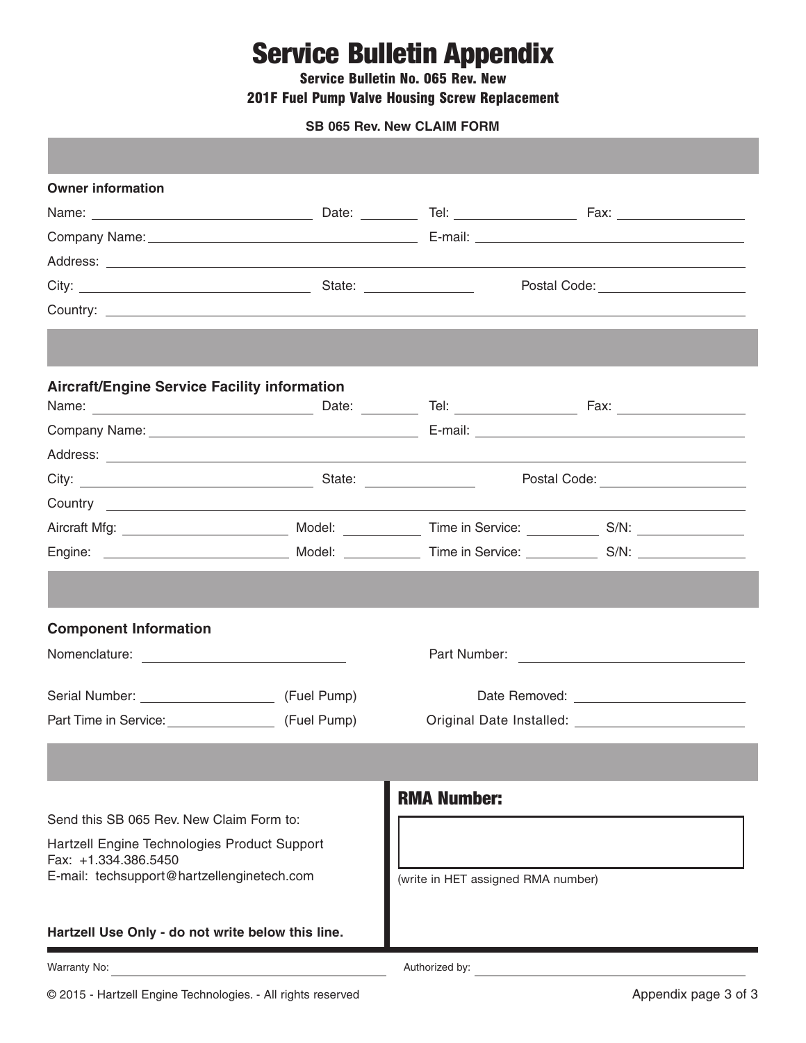# Service Bulletin Appendix

**Service Bulletin No. 065 Rev. New**

**201F Fuel Pump Valve Housing Screw Replacement**

**SB 065 Rev. New CLAIM FORM**

**Owner information**

Name: ______________________ Date: ________ Tel: ______________ Fax: ______________

Company Name: ______________________ E-mail: ______________________

Address: ______________________

City: ______________________ State: ______________ Postal Code: ______________

Country: ______________________

**Aircraft/Engine Service Facility information**

Name: ______________________ Date: ________ Tel: ______________ Fax: ______________

Company Name: ______________________ E-mail: ______________________

Address: ______________________

City: ______________________ State: ______________ Postal Code: ______________

Country ______________________

Aircraft Mfg: ______________ Model: __________ Time in Service: __________ S/N: ______________

Engine: ______________ Model: __________ Time in Service: __________ S/N: ______________

**Component Information**

Nomenclature: ______________________ Part Number: ______________________

Serial Number: ______________ (Fuel Pump) Date Removed: ______________________

Part Time in Service: ______________ (Fuel Pump) Original Date Installed: ______________________

Send this SB 065 Rev. New Claim Form to:

Hartzell Engine Technologies Product Support
Fax: +1.334.386.5450
E-mail: techsupport@hartzellenginetech.com

**RMA Number:**

(write in HET assigned RMA number)

**Hartzell Use Only - do not write below this line.**

Warranty No: ______________________ Authorized by: ______________________

© 2015 - Hartzell Engine Technologies. - All rights reserved